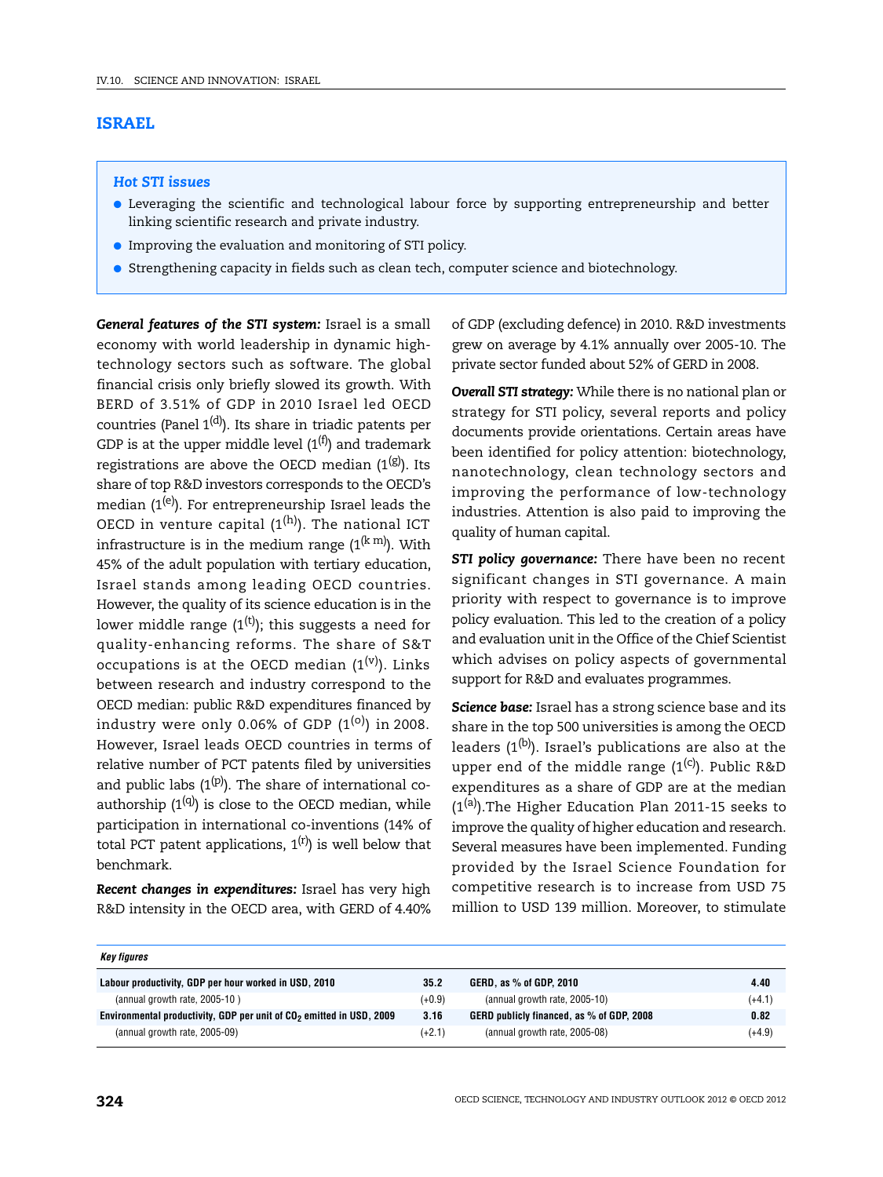# ISRAEL

### *Hot STI issues*

- Leveraging the scientific and technological labour force by supporting entrepreneurship and better linking scientific research and private industry.
- Improving the evaluation and monitoring of STI policy.
- Strengthening capacity in fields such as clean tech, computer science and biotechnology.

***General features of the STI system:*** Israel is a small economy with world leadership in dynamic high-technology sectors such as software. The global financial crisis only briefly slowed its growth. With BERD of 3.51% of GDP in 2010 Israel led OECD countries (Panel 1[(d)]). Its share in triadic patents per GDP is at the upper middle level (1[(f)]) and trademark registrations are above the OECD median (1[(g)]). Its share of top R&D investors corresponds to the OECD's median (1[(e)]). For entrepreneurship Israel leads the OECD in venture capital (1[(h)]). The national ICT infrastructure is in the medium range (1[(k m)]). With 45% of the adult population with tertiary education, Israel stands among leading OECD countries. However, the quality of its science education is in the lower middle range (1[(t)]); this suggests a need for quality-enhancing reforms. The share of S&T occupations is at the OECD median (1[(v)]). Links between research and industry correspond to the OECD median: public R&D expenditures financed by industry were only 0.06% of GDP (1[(o)]) in 2008. However, Israel leads OECD countries in terms of relative number of PCT patents filed by universities and public labs (1[(p)]). The share of international co-authorship (1[(q)]) is close to the OECD median, while participation in international co-inventions (14% of total PCT patent applications, 1[(r)]) is well below that benchmark.

***Recent changes in expenditures:*** Israel has very high R&D intensity in the OECD area, with GERD of 4.40% of GDP (excluding defence) in 2010. R&D investments grew on average by 4.1% annually over 2005-10. The private sector funded about 52% of GERD in 2008.

***Overall STI strategy:*** While there is no national plan or strategy for STI policy, several reports and policy documents provide orientations. Certain areas have been identified for policy attention: biotechnology, nanotechnology, clean technology sectors and improving the performance of low-technology industries. Attention is also paid to improving the quality of human capital.

***STI policy governance:*** There have been no recent significant changes in STI governance. A main priority with respect to governance is to improve policy evaluation. This led to the creation of a policy and evaluation unit in the Office of the Chief Scientist which advises on policy aspects of governmental support for R&D and evaluates programmes.

***Science base:*** Israel has a strong science base and its share in the top 500 universities is among the OECD leaders (1[(b)]). Israel's publications are also at the upper end of the middle range (1[(c)]). Public R&D expenditures as a share of GDP are at the median (1[(a)]).The Higher Education Plan 2011-15 seeks to improve the quality of higher education and research. Several measures have been implemented. Funding provided by the Israel Science Foundation for competitive research is to increase from USD 75 million to USD 139 million. Moreover, to stimulate

***Key figures***

| | | | |
|---|---|---|---|
| **Labour productivity, GDP per hour worked in USD, 2010** | **35.2** | **GERD, as % of GDP, 2010** | **4.40** |
| (annual growth rate, 2005-10 ) | (+0.9) | (annual growth rate, 2005-10) | (+4.1) |
| **Environmental productivity, GDP per unit of $CO_2$ emitted in USD, 2009** | **3.16** | **GERD publicly financed, as % of GDP, 2008** | **0.82** |
| (annual growth rate, 2005-09) | (+2.1) | (annual growth rate, 2005-08) | (+4.9) |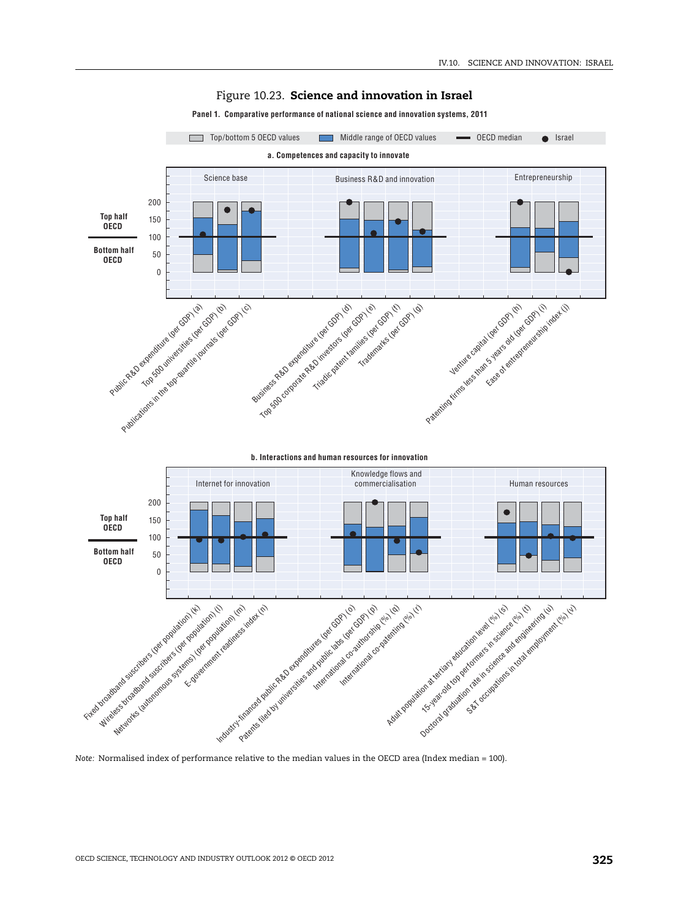## Figure 10.23. **Science and innovation in Israel**

**Panel 1. Comparative performance of national science and innovation systems, 2011**

Top/bottom 5 OECD values | Middle range of OECD values | OECD median | Israel

**a. Competences and capacity to innovate**

Science base | Business R&D and innovation | Entrepreneurship

Top half OECD / Bottom half OECD

200, 150, 100, 50, 0

Public R&D expenditure (per GDP) (a)
Top 500 universities (per GDP) (b)
Publications in the top-quartile journals (per GDP) (c)
Business R&D expenditure (per GDP) (d)
Top 500 corporate R&D investors (per GDP) (e)
Triadic patent families (per GDP) (f)
Trademarks (per GDP) (g)
Venture capital (per GDP) (h)
Patenting firms less than 5 years old (per GDP) (i)
Ease of entrepreneurship index (j)

**b. Interactions and human resources for innovation**

Internet for innovation | Knowledge flows and commercialisation | Human resources

Top half OECD / Bottom half OECD

200, 150, 100, 50, 0

Fixed broadband suscribers (per population) (k)
Wireless broadband suscribers (per population) (l)
Networks (autonomous systems) (per population) (m)
E-government readiness index (n)
Industry-financed public R&D expenditures (per GDP) (o)
Patents filed by universities and public labs (per GDP) (p)
International co-authorship (%) (q)
International co-patenting (%) (r)
Adult population at tertiary education level (%) (s)
15-year-old top performers in science (%) (t)
Doctoral graduation rate in science and engineering (u)
S&T occupations in total employment (%) (v)

*Note:* Normalised index of performance relative to the median values in the OECD area (Index median = 100).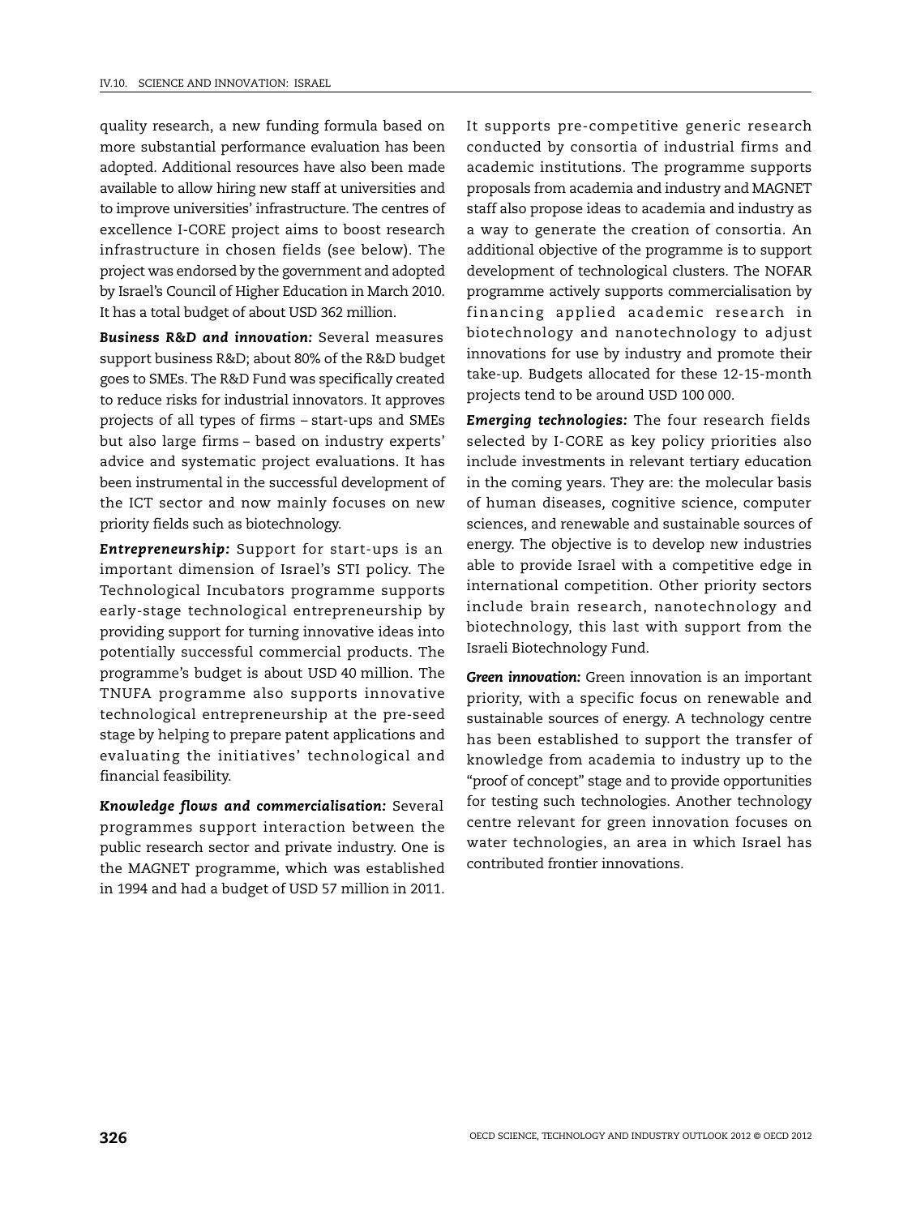quality research, a new funding formula based on more substantial performance evaluation has been adopted. Additional resources have also been made available to allow hiring new staff at universities and to improve universities' infrastructure. The centres of excellence I-CORE project aims to boost research infrastructure in chosen fields (see below). The project was endorsed by the government and adopted by Israel's Council of Higher Education in March 2010. It has a total budget of about USD 362 million.

***Business R&D and innovation:*** Several measures support business R&D; about 80% of the R&D budget goes to SMEs. The R&D Fund was specifically created to reduce risks for industrial innovators. It approves projects of all types of firms – start-ups and SMEs but also large firms – based on industry experts' advice and systematic project evaluations. It has been instrumental in the successful development of the ICT sector and now mainly focuses on new priority fields such as biotechnology.

***Entrepreneurship:*** Support for start-ups is an important dimension of Israel's STI policy. The Technological Incubators programme supports early-stage technological entrepreneurship by providing support for turning innovative ideas into potentially successful commercial products. The programme's budget is about USD 40 million. The TNUFA programme also supports innovative technological entrepreneurship at the pre-seed stage by helping to prepare patent applications and evaluating the initiatives' technological and financial feasibility.

***Knowledge flows and commercialisation:*** Several programmes support interaction between the public research sector and private industry. One is the MAGNET programme, which was established in 1994 and had a budget of USD 57 million in 2011. It supports pre-competitive generic research conducted by consortia of industrial firms and academic institutions. The programme supports proposals from academia and industry and MAGNET staff also propose ideas to academia and industry as a way to generate the creation of consortia. An additional objective of the programme is to support development of technological clusters. The NOFAR programme actively supports commercialisation by financing applied academic research in biotechnology and nanotechnology to adjust innovations for use by industry and promote their take-up. Budgets allocated for these 12-15-month projects tend to be around USD 100 000.

***Emerging technologies:*** The four research fields selected by I-CORE as key policy priorities also include investments in relevant tertiary education in the coming years. They are: the molecular basis of human diseases, cognitive science, computer sciences, and renewable and sustainable sources of energy. The objective is to develop new industries able to provide Israel with a competitive edge in international competition. Other priority sectors include brain research, nanotechnology and biotechnology, this last with support from the Israeli Biotechnology Fund.

***Green innovation:*** Green innovation is an important priority, with a specific focus on renewable and sustainable sources of energy. A technology centre has been established to support the transfer of knowledge from academia to industry up to the "proof of concept" stage and to provide opportunities for testing such technologies. Another technology centre relevant for green innovation focuses on water technologies, an area in which Israel has contributed frontier innovations.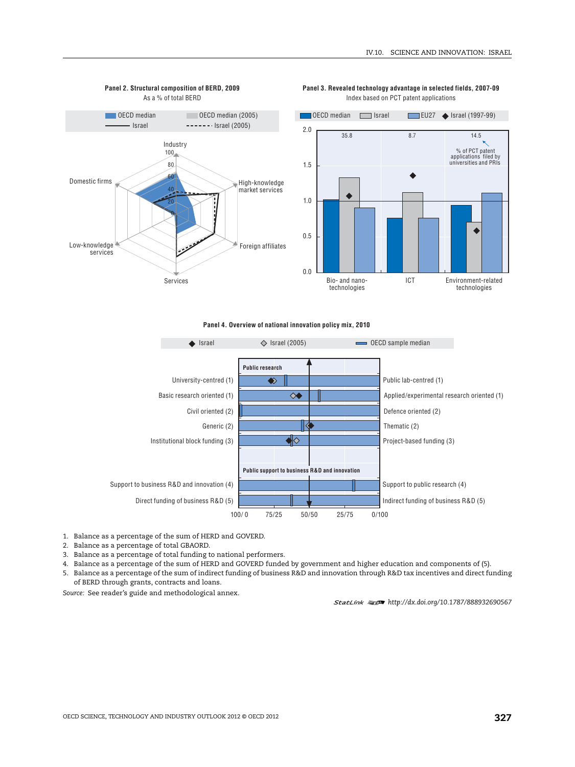**Panel 2. Structural composition of BERD, 2009**

As a % of total BERD

OECD median | OECD median (2005) | Israel | Israel (2005)

Industry

100

80

60

40

20

0

Domestic firms

High-knowledge market services

Low-knowledge services

Foreign affiliates

Services

**Panel 3. Revealed technology advantage in selected fields, 2007-09**

Index based on PCT patent applications

OECD median | Israel | EU27 | Israel (1997-99)

2.0

1.5

1.0

0.5

0.0

35.8

8.7

14.5

% of PCT patent applications filed by universities and PRIs

Bio- and nano-technologies

ICT

Environment-related technologies

**Panel 4. Overview of national innovation policy mix, 2010**

Israel | Israel (2005) | OECD sample median

**Public research**

University-centred (1) — Public lab-centred (1)

Basic research oriented (1) — Applied/experimental research oriented (1)

Civil oriented (2) — Defence oriented (2)

Generic (2) — Thematic (2)

Institutional block funding (3) — Project-based funding (3)

**Public support to business R&D and innovation**

Support to business R&D and innovation (4) — Support to public research (4)

Direct funding of business R&D (5) — Indirect funding of business R&D (5)

100/ 0 | 75/25 | 50/50 | 25/75 | 0/100

1. Balance as a percentage of the sum of HERD and GOVERD.
2. Balance as a percentage of total GBAORD.
3. Balance as a percentage of total funding to national performers.
4. Balance as a percentage of the sum of HERD and GOVERD funded by government and higher education and components of (5).
5. Balance as a percentage of the sum of indirect funding of business R&D and innovation through R&D tax incentives and direct funding of BERD through grants, contracts and loans.

*Source:* See reader's guide and methodological annex.

StatLink http://dx.doi.org/10.1787/888932690567